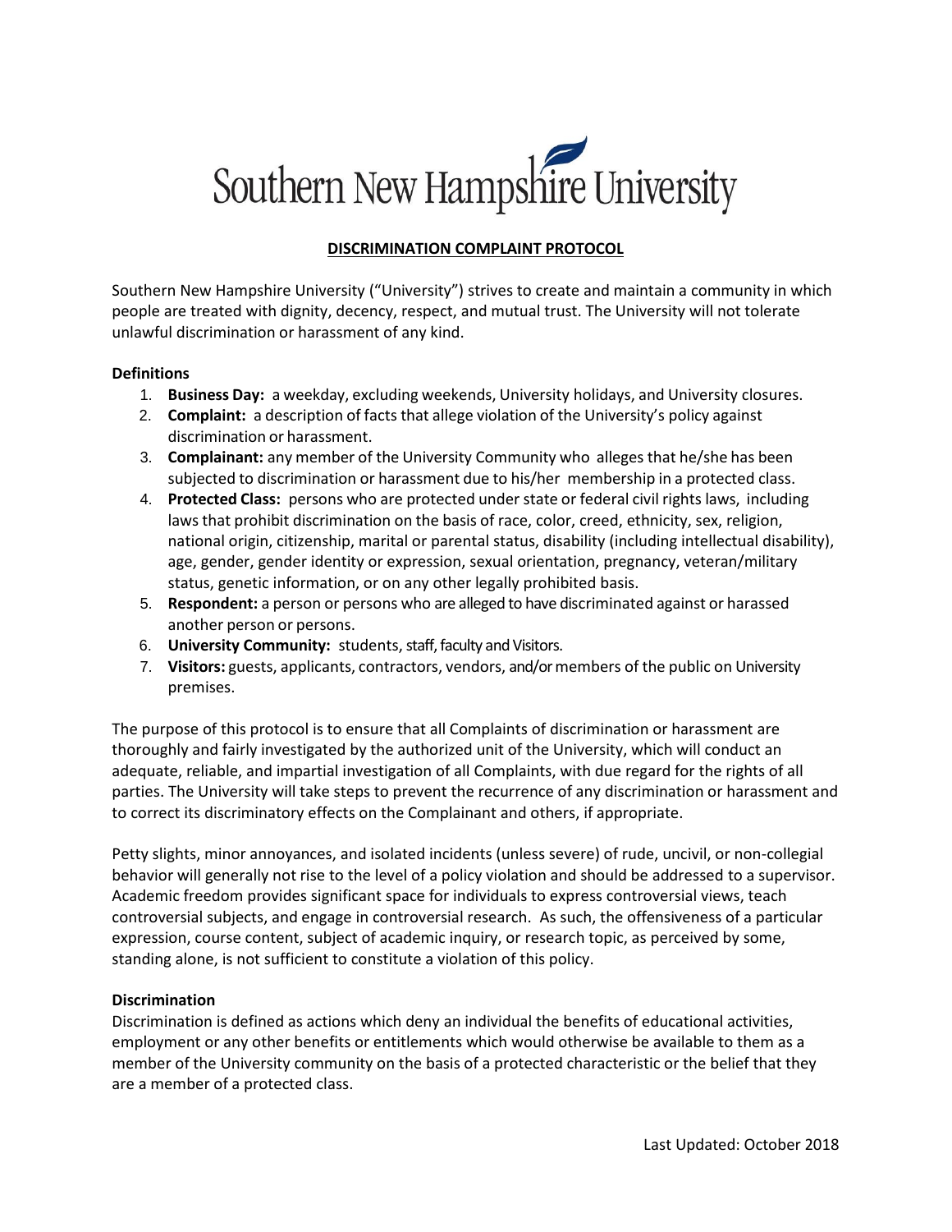# Southern New Hampshire University

## DISCRIMINATION COMPLAINT PROTOCOL

Southern New Hampshire University ("University") strives to create and maintain a community in which people are treated with dignity, decency, respect, and mutual trust. The University will not tolerate unlawful discrimination or harassment of any kind.

### Definitions

1. **Business Day:** a weekday, excluding weekends, University holidays, and University closures.
2. **Complaint:** a description of facts that allege violation of the University's policy against discrimination or harassment.
3. **Complainant:** any member of the University Community who alleges that he/she has been subjected to discrimination or harassment due to his/her membership in a protected class.
4. **Protected Class:** persons who are protected under state or federal civil rights laws, including laws that prohibit discrimination on the basis of race, color, creed, ethnicity, sex, religion, national origin, citizenship, marital or parental status, disability (including intellectual disability), age, gender, gender identity or expression, sexual orientation, pregnancy, veteran/military status, genetic information, or on any other legally prohibited basis.
5. **Respondent:** a person or persons who are alleged to have discriminated against or harassed another person or persons.
6. **University Community:** students, staff, faculty and Visitors.
7. **Visitors:** guests, applicants, contractors, vendors, and/or members of the public on University premises.

The purpose of this protocol is to ensure that all Complaints of discrimination or harassment are thoroughly and fairly investigated by the authorized unit of the University, which will conduct an adequate, reliable, and impartial investigation of all Complaints, with due regard for the rights of all parties. The University will take steps to prevent the recurrence of any discrimination or harassment and to correct its discriminatory effects on the Complainant and others, if appropriate.

Petty slights, minor annoyances, and isolated incidents (unless severe) of rude, uncivil, or non-collegial behavior will generally not rise to the level of a policy violation and should be addressed to a supervisor. Academic freedom provides significant space for individuals to express controversial views, teach controversial subjects, and engage in controversial research. As such, the offensiveness of a particular expression, course content, subject of academic inquiry, or research topic, as perceived by some, standing alone, is not sufficient to constitute a violation of this policy.

### Discrimination

Discrimination is defined as actions which deny an individual the benefits of educational activities, employment or any other benefits or entitlements which would otherwise be available to them as a member of the University community on the basis of a protected characteristic or the belief that they are a member of a protected class.

Last Updated: October 2018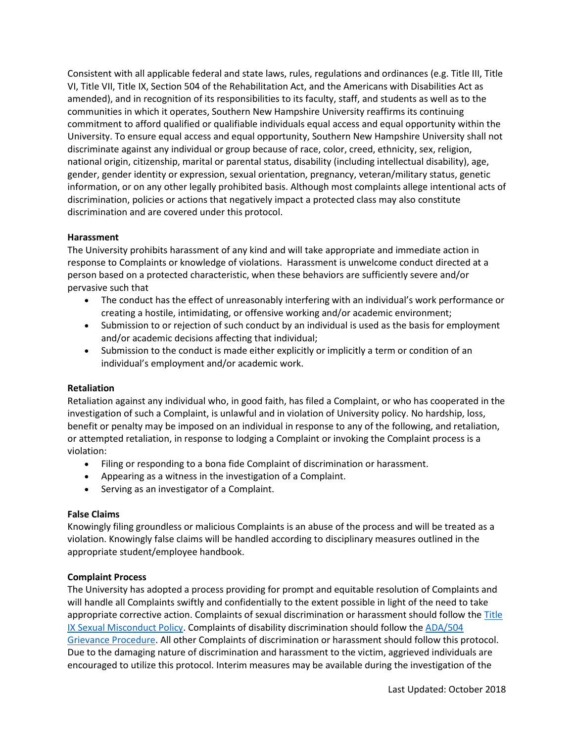Consistent with all applicable federal and state laws, rules, regulations and ordinances (e.g. Title III, Title VI, Title VII, Title IX, Section 504 of the Rehabilitation Act, and the Americans with Disabilities Act as amended), and in recognition of its responsibilities to its faculty, staff, and students as well as to the communities in which it operates, Southern New Hampshire University reaffirms its continuing commitment to afford qualified or qualifiable individuals equal access and equal opportunity within the University. To ensure equal access and equal opportunity, Southern New Hampshire University shall not discriminate against any individual or group because of race, color, creed, ethnicity, sex, religion, national origin, citizenship, marital or parental status, disability (including intellectual disability), age, gender, gender identity or expression, sexual orientation, pregnancy, veteran/military status, genetic information, or on any other legally prohibited basis. Although most complaints allege intentional acts of discrimination, policies or actions that negatively impact a protected class may also constitute discrimination and are covered under this protocol.

**Harassment**

The University prohibits harassment of any kind and will take appropriate and immediate action in response to Complaints or knowledge of violations. Harassment is unwelcome conduct directed at a person based on a protected characteristic, when these behaviors are sufficiently severe and/or pervasive such that

- The conduct has the effect of unreasonably interfering with an individual's work performance or creating a hostile, intimidating, or offensive working and/or academic environment;
- Submission to or rejection of such conduct by an individual is used as the basis for employment and/or academic decisions affecting that individual;
- Submission to the conduct is made either explicitly or implicitly a term or condition of an individual's employment and/or academic work.

**Retaliation**

Retaliation against any individual who, in good faith, has filed a Complaint, or who has cooperated in the investigation of such a Complaint, is unlawful and in violation of University policy. No hardship, loss, benefit or penalty may be imposed on an individual in response to any of the following, and retaliation, or attempted retaliation, in response to lodging a Complaint or invoking the Complaint process is a violation:

- Filing or responding to a bona fide Complaint of discrimination or harassment.
- Appearing as a witness in the investigation of a Complaint.
- Serving as an investigator of a Complaint.

**False Claims**

Knowingly filing groundless or malicious Complaints is an abuse of the process and will be treated as a violation. Knowingly false claims will be handled according to disciplinary measures outlined in the appropriate student/employee handbook.

**Complaint Process**

The University has adopted a process providing for prompt and equitable resolution of Complaints and will handle all Complaints swiftly and confidentially to the extent possible in light of the need to take appropriate corrective action. Complaints of sexual discrimination or harassment should follow the Title IX Sexual Misconduct Policy. Complaints of disability discrimination should follow the ADA/504 Grievance Procedure. All other Complaints of discrimination or harassment should follow this protocol. Due to the damaging nature of discrimination and harassment to the victim, aggrieved individuals are encouraged to utilize this protocol. Interim measures may be available during the investigation of the

Last Updated: October 2018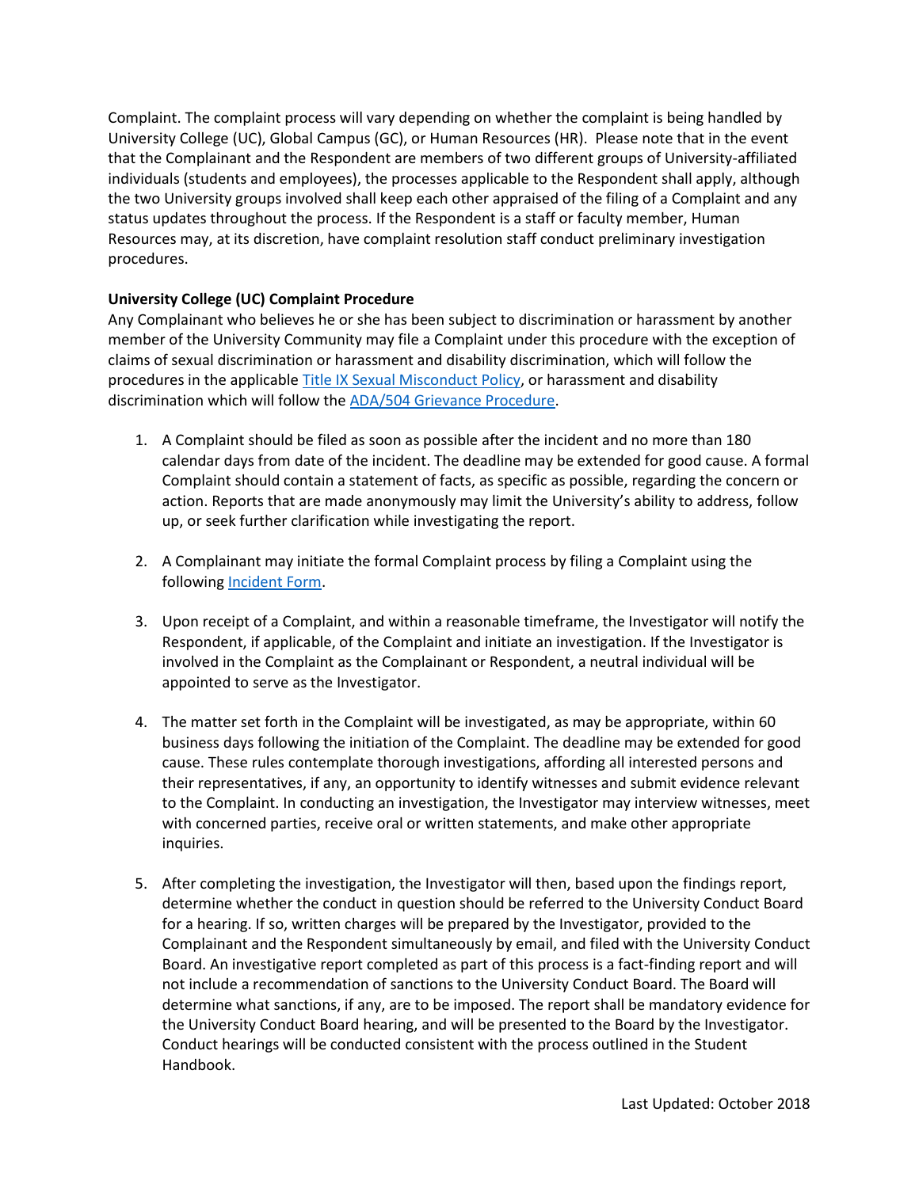Complaint. The complaint process will vary depending on whether the complaint is being handled by University College (UC), Global Campus (GC), or Human Resources (HR). Please note that in the event that the Complainant and the Respondent are members of two different groups of University-affiliated individuals (students and employees), the processes applicable to the Respondent shall apply, although the two University groups involved shall keep each other appraised of the filing of a Complaint and any status updates throughout the process. If the Respondent is a staff or faculty member, Human Resources may, at its discretion, have complaint resolution staff conduct preliminary investigation procedures.

**University College (UC) Complaint Procedure**

Any Complainant who believes he or she has been subject to discrimination or harassment by another member of the University Community may file a Complaint under this procedure with the exception of claims of sexual discrimination or harassment and disability discrimination, which will follow the procedures in the applicable Title IX Sexual Misconduct Policy, or harassment and disability discrimination which will follow the ADA/504 Grievance Procedure.

1. A Complaint should be filed as soon as possible after the incident and no more than 180 calendar days from date of the incident. The deadline may be extended for good cause. A formal Complaint should contain a statement of facts, as specific as possible, regarding the concern or action. Reports that are made anonymously may limit the University's ability to address, follow up, or seek further clarification while investigating the report.

2. A Complainant may initiate the formal Complaint process by filing a Complaint using the following Incident Form.

3. Upon receipt of a Complaint, and within a reasonable timeframe, the Investigator will notify the Respondent, if applicable, of the Complaint and initiate an investigation. If the Investigator is involved in the Complaint as the Complainant or Respondent, a neutral individual will be appointed to serve as the Investigator.

4. The matter set forth in the Complaint will be investigated, as may be appropriate, within 60 business days following the initiation of the Complaint. The deadline may be extended for good cause. These rules contemplate thorough investigations, affording all interested persons and their representatives, if any, an opportunity to identify witnesses and submit evidence relevant to the Complaint. In conducting an investigation, the Investigator may interview witnesses, meet with concerned parties, receive oral or written statements, and make other appropriate inquiries.

5. After completing the investigation, the Investigator will then, based upon the findings report, determine whether the conduct in question should be referred to the University Conduct Board for a hearing. If so, written charges will be prepared by the Investigator, provided to the Complainant and the Respondent simultaneously by email, and filed with the University Conduct Board. An investigative report completed as part of this process is a fact-finding report and will not include a recommendation of sanctions to the University Conduct Board. The Board will determine what sanctions, if any, are to be imposed. The report shall be mandatory evidence for the University Conduct Board hearing, and will be presented to the Board by the Investigator. Conduct hearings will be conducted consistent with the process outlined in the Student Handbook.

Last Updated: October 2018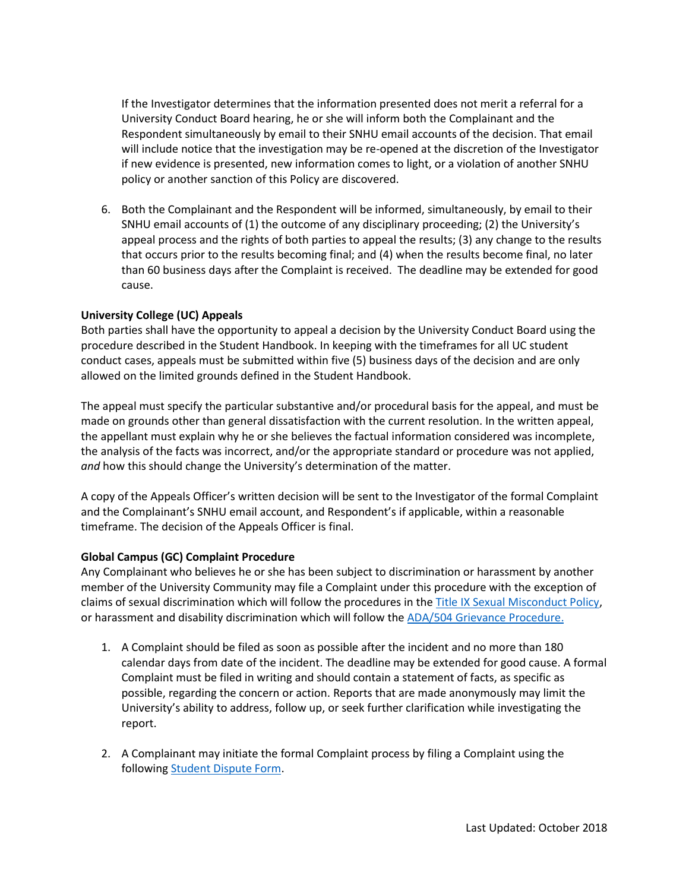If the Investigator determines that the information presented does not merit a referral for a University Conduct Board hearing, he or she will inform both the Complainant and the Respondent simultaneously by email to their SNHU email accounts of the decision. That email will include notice that the investigation may be re-opened at the discretion of the Investigator if new evidence is presented, new information comes to light, or a violation of another SNHU policy or another sanction of this Policy are discovered.

6. Both the Complainant and the Respondent will be informed, simultaneously, by email to their SNHU email accounts of (1) the outcome of any disciplinary proceeding; (2) the University's appeal process and the rights of both parties to appeal the results; (3) any change to the results that occurs prior to the results becoming final; and (4) when the results become final, no later than 60 business days after the Complaint is received. The deadline may be extended for good cause.

**University College (UC) Appeals**

Both parties shall have the opportunity to appeal a decision by the University Conduct Board using the procedure described in the Student Handbook. In keeping with the timeframes for all UC student conduct cases, appeals must be submitted within five (5) business days of the decision and are only allowed on the limited grounds defined in the Student Handbook.

The appeal must specify the particular substantive and/or procedural basis for the appeal, and must be made on grounds other than general dissatisfaction with the current resolution. In the written appeal, the appellant must explain why he or she believes the factual information considered was incomplete, the analysis of the facts was incorrect, and/or the appropriate standard or procedure was not applied, *and* how this should change the University's determination of the matter.

A copy of the Appeals Officer's written decision will be sent to the Investigator of the formal Complaint and the Complainant's SNHU email account, and Respondent's if applicable, within a reasonable timeframe. The decision of the Appeals Officer is final.

**Global Campus (GC) Complaint Procedure**

Any Complainant who believes he or she has been subject to discrimination or harassment by another member of the University Community may file a Complaint under this procedure with the exception of claims of sexual discrimination which will follow the procedures in the Title IX Sexual Misconduct Policy, or harassment and disability discrimination which will follow the ADA/504 Grievance Procedure.

1. A Complaint should be filed as soon as possible after the incident and no more than 180 calendar days from date of the incident. The deadline may be extended for good cause. A formal Complaint must be filed in writing and should contain a statement of facts, as specific as possible, regarding the concern or action. Reports that are made anonymously may limit the University's ability to address, follow up, or seek further clarification while investigating the report.

2. A Complainant may initiate the formal Complaint process by filing a Complaint using the following Student Dispute Form.

Last Updated: October 2018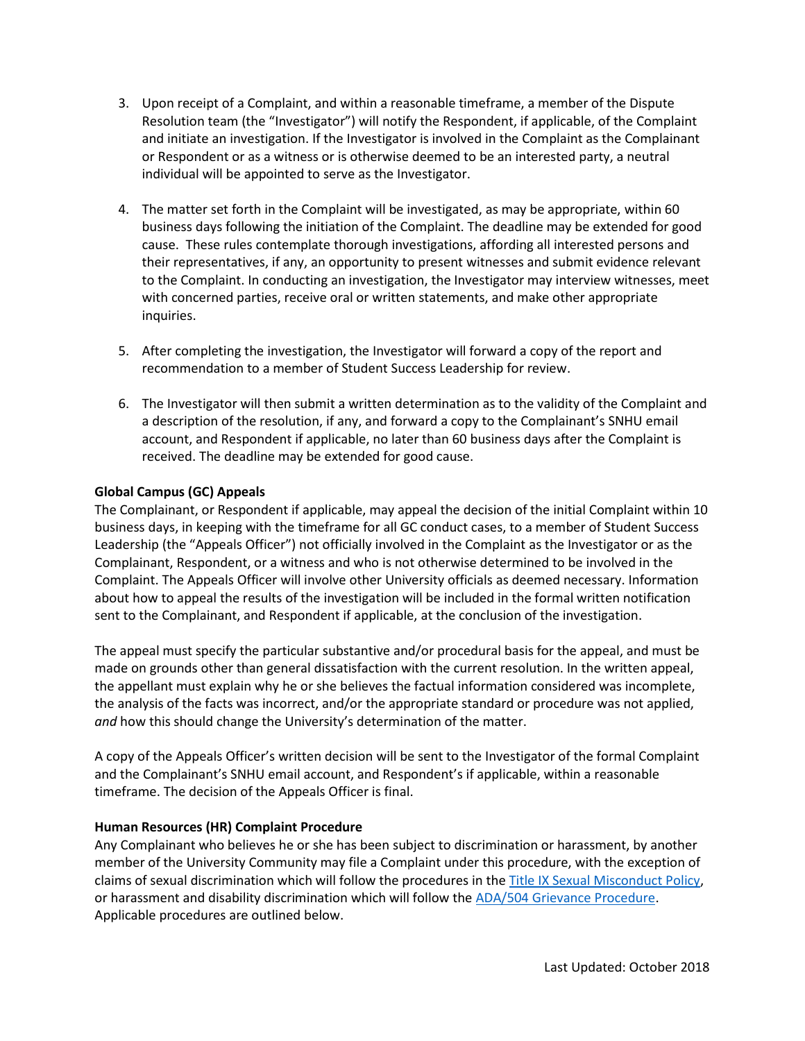3. Upon receipt of a Complaint, and within a reasonable timeframe, a member of the Dispute Resolution team (the "Investigator") will notify the Respondent, if applicable, of the Complaint and initiate an investigation. If the Investigator is involved in the Complaint as the Complainant or Respondent or as a witness or is otherwise deemed to be an interested party, a neutral individual will be appointed to serve as the Investigator.

4. The matter set forth in the Complaint will be investigated, as may be appropriate, within 60 business days following the initiation of the Complaint. The deadline may be extended for good cause. These rules contemplate thorough investigations, affording all interested persons and their representatives, if any, an opportunity to present witnesses and submit evidence relevant to the Complaint. In conducting an investigation, the Investigator may interview witnesses, meet with concerned parties, receive oral or written statements, and make other appropriate inquiries.

5. After completing the investigation, the Investigator will forward a copy of the report and recommendation to a member of Student Success Leadership for review.

6. The Investigator will then submit a written determination as to the validity of the Complaint and a description of the resolution, if any, and forward a copy to the Complainant's SNHU email account, and Respondent if applicable, no later than 60 business days after the Complaint is received. The deadline may be extended for good cause.

**Global Campus (GC) Appeals**

The Complainant, or Respondent if applicable, may appeal the decision of the initial Complaint within 10 business days, in keeping with the timeframe for all GC conduct cases, to a member of Student Success Leadership (the "Appeals Officer") not officially involved in the Complaint as the Investigator or as the Complainant, Respondent, or a witness and who is not otherwise determined to be involved in the Complaint. The Appeals Officer will involve other University officials as deemed necessary. Information about how to appeal the results of the investigation will be included in the formal written notification sent to the Complainant, and Respondent if applicable, at the conclusion of the investigation.

The appeal must specify the particular substantive and/or procedural basis for the appeal, and must be made on grounds other than general dissatisfaction with the current resolution. In the written appeal, the appellant must explain why he or she believes the factual information considered was incomplete, the analysis of the facts was incorrect, and/or the appropriate standard or procedure was not applied, *and* how this should change the University's determination of the matter.

A copy of the Appeals Officer's written decision will be sent to the Investigator of the formal Complaint and the Complainant's SNHU email account, and Respondent's if applicable, within a reasonable timeframe. The decision of the Appeals Officer is final.

**Human Resources (HR) Complaint Procedure**

Any Complainant who believes he or she has been subject to discrimination or harassment, by another member of the University Community may file a Complaint under this procedure, with the exception of claims of sexual discrimination which will follow the procedures in the Title IX Sexual Misconduct Policy, or harassment and disability discrimination which will follow the ADA/504 Grievance Procedure. Applicable procedures are outlined below.

Last Updated: October 2018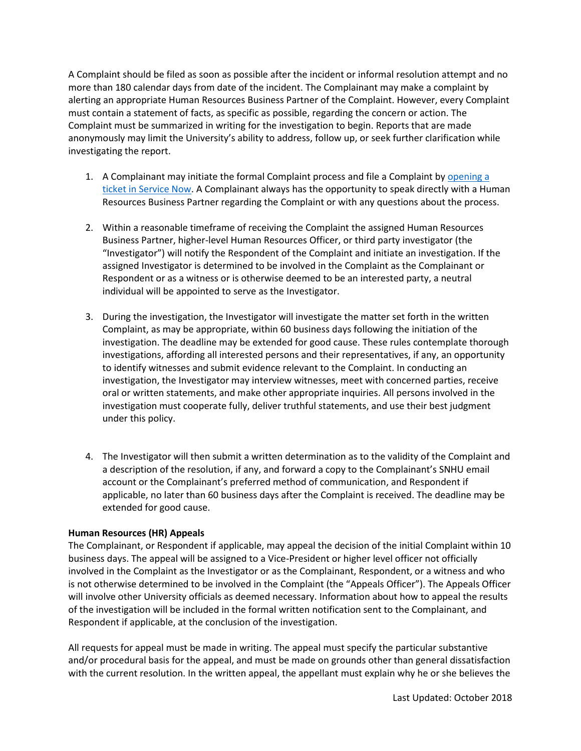A Complaint should be filed as soon as possible after the incident or informal resolution attempt and no more than 180 calendar days from date of the incident. The Complainant may make a complaint by alerting an appropriate Human Resources Business Partner of the Complaint. However, every Complaint must contain a statement of facts, as specific as possible, regarding the concern or action. The Complaint must be summarized in writing for the investigation to begin. Reports that are made anonymously may limit the University's ability to address, follow up, or seek further clarification while investigating the report.

1. A Complainant may initiate the formal Complaint process and file a Complaint by opening a ticket in Service Now. A Complainant always has the opportunity to speak directly with a Human Resources Business Partner regarding the Complaint or with any questions about the process.

2. Within a reasonable timeframe of receiving the Complaint the assigned Human Resources Business Partner, higher-level Human Resources Officer, or third party investigator (the "Investigator") will notify the Respondent of the Complaint and initiate an investigation. If the assigned Investigator is determined to be involved in the Complaint as the Complainant or Respondent or as a witness or is otherwise deemed to be an interested party, a neutral individual will be appointed to serve as the Investigator.

3. During the investigation, the Investigator will investigate the matter set forth in the written Complaint, as may be appropriate, within 60 business days following the initiation of the investigation. The deadline may be extended for good cause. These rules contemplate thorough investigations, affording all interested persons and their representatives, if any, an opportunity to identify witnesses and submit evidence relevant to the Complaint. In conducting an investigation, the Investigator may interview witnesses, meet with concerned parties, receive oral or written statements, and make other appropriate inquiries. All persons involved in the investigation must cooperate fully, deliver truthful statements, and use their best judgment under this policy.

4. The Investigator will then submit a written determination as to the validity of the Complaint and a description of the resolution, if any, and forward a copy to the Complainant's SNHU email account or the Complainant's preferred method of communication, and Respondent if applicable, no later than 60 business days after the Complaint is received. The deadline may be extended for good cause.

**Human Resources (HR) Appeals**
The Complainant, or Respondent if applicable, may appeal the decision of the initial Complaint within 10 business days. The appeal will be assigned to a Vice-President or higher level officer not officially involved in the Complaint as the Investigator or as the Complainant, Respondent, or a witness and who is not otherwise determined to be involved in the Complaint (the "Appeals Officer"). The Appeals Officer will involve other University officials as deemed necessary. Information about how to appeal the results of the investigation will be included in the formal written notification sent to the Complainant, and Respondent if applicable, at the conclusion of the investigation.

All requests for appeal must be made in writing. The appeal must specify the particular substantive and/or procedural basis for the appeal, and must be made on grounds other than general dissatisfaction with the current resolution. In the written appeal, the appellant must explain why he or she believes the

Last Updated: October 2018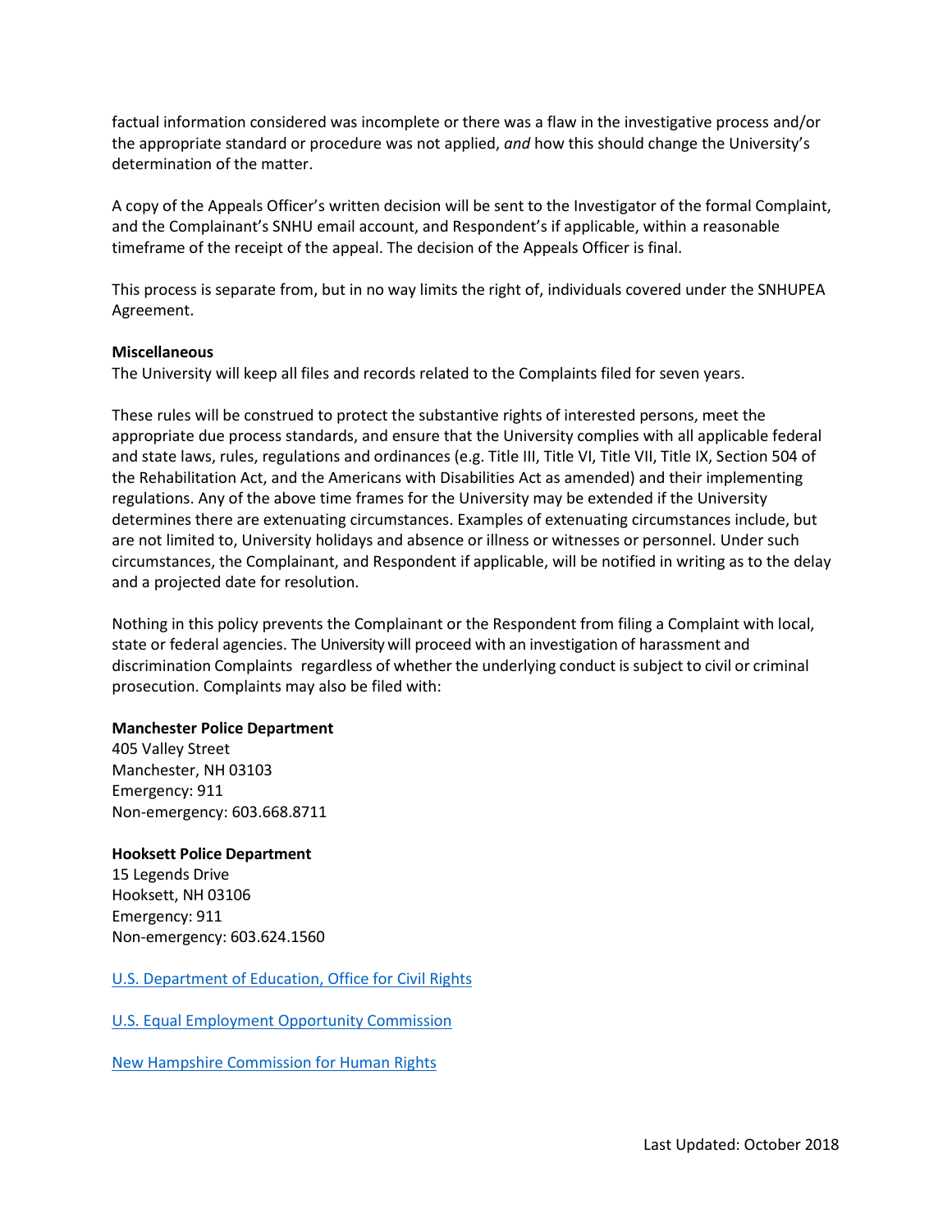factual information considered was incomplete or there was a flaw in the investigative process and/or the appropriate standard or procedure was not applied, *and* how this should change the University's determination of the matter.

A copy of the Appeals Officer's written decision will be sent to the Investigator of the formal Complaint, and the Complainant's SNHU email account, and Respondent's if applicable, within a reasonable timeframe of the receipt of the appeal. The decision of the Appeals Officer is final.

This process is separate from, but in no way limits the right of, individuals covered under the SNHUPEA Agreement.

**Miscellaneous**

The University will keep all files and records related to the Complaints filed for seven years.

These rules will be construed to protect the substantive rights of interested persons, meet the appropriate due process standards, and ensure that the University complies with all applicable federal and state laws, rules, regulations and ordinances (e.g. Title III, Title VI, Title VII, Title IX, Section 504 of the Rehabilitation Act, and the Americans with Disabilities Act as amended) and their implementing regulations. Any of the above time frames for the University may be extended if the University determines there are extenuating circumstances. Examples of extenuating circumstances include, but are not limited to, University holidays and absence or illness or witnesses or personnel. Under such circumstances, the Complainant, and Respondent if applicable, will be notified in writing as to the delay and a projected date for resolution.

Nothing in this policy prevents the Complainant or the Respondent from filing a Complaint with local, state or federal agencies. The University will proceed with an investigation of harassment and discrimination Complaints regardless of whether the underlying conduct is subject to civil or criminal prosecution. Complaints may also be filed with:

**Manchester Police Department**
405 Valley Street
Manchester, NH 03103
Emergency: 911
Non-emergency: 603.668.8711

**Hooksett Police Department**
15 Legends Drive
Hooksett, NH 03106
Emergency: 911
Non-emergency: 603.624.1560

U.S. Department of Education, Office for Civil Rights

U.S. Equal Employment Opportunity Commission

New Hampshire Commission for Human Rights

Last Updated: October 2018